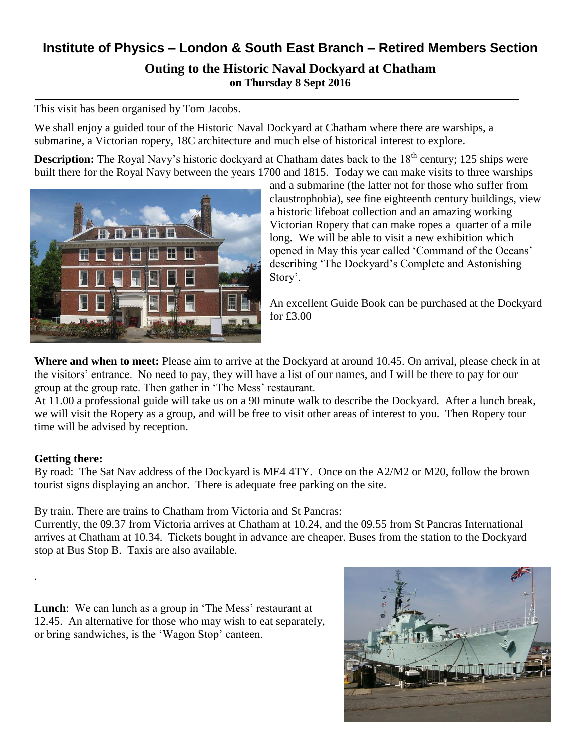# Institute of Physics – London & South East Branch – Retired Members Section

## Outing to the Historic Naval Dockyard at Chatham

**on Thursday 8 Sept 2016**

---

This visit has been organised by Tom Jacobs.

We shall enjoy a guided tour of the Historic Naval Dockyard at Chatham where there are warships, a submarine, a Victorian ropery, 18C architecture and much else of historical interest to explore.

**Description:** The Royal Navy's historic dockyard at Chatham dates back to the 18th century; 125 ships were built there for the Royal Navy between the years 1700 and 1815. Today we can make visits to three warships and a submarine (the latter not for those who suffer from claustrophobia), see fine eighteenth century buildings, view a historic lifeboat collection and an amazing working Victorian Ropery that can make ropes a quarter of a mile long. We will be able to visit a new exhibition which opened in May this year called 'Command of the Oceans' describing 'The Dockyard's Complete and Astonishing Story'.

An excellent Guide Book can be purchased at the Dockyard for £3.00

**Where and when to meet:** Please aim to arrive at the Dockyard at around 10.45. On arrival, please check in at the visitors' entrance. No need to pay, they will have a list of our names, and I will be there to pay for our group at the group rate. Then gather in 'The Mess' restaurant.
At 11.00 a professional guide will take us on a 90 minute walk to describe the Dockyard. After a lunch break, we will visit the Ropery as a group, and will be free to visit other areas of interest to you. Then Ropery tour time will be advised by reception.

**Getting there:**
By road: The Sat Nav address of the Dockyard is ME4 4TY. Once on the A2/M2 or M20, follow the brown tourist signs displaying an anchor. There is adequate free parking on the site.

By train. There are trains to Chatham from Victoria and St Pancras:
Currently, the 09.37 from Victoria arrives at Chatham at 10.24, and the 09.55 from St Pancras International arrives at Chatham at 10.34. Tickets bought in advance are cheaper. Buses from the station to the Dockyard stop at Bus Stop B. Taxis are also available.

**Lunch**: We can lunch as a group in 'The Mess' restaurant at 12.45. An alternative for those who may wish to eat separately, or bring sandwiches, is the 'Wagon Stop' canteen.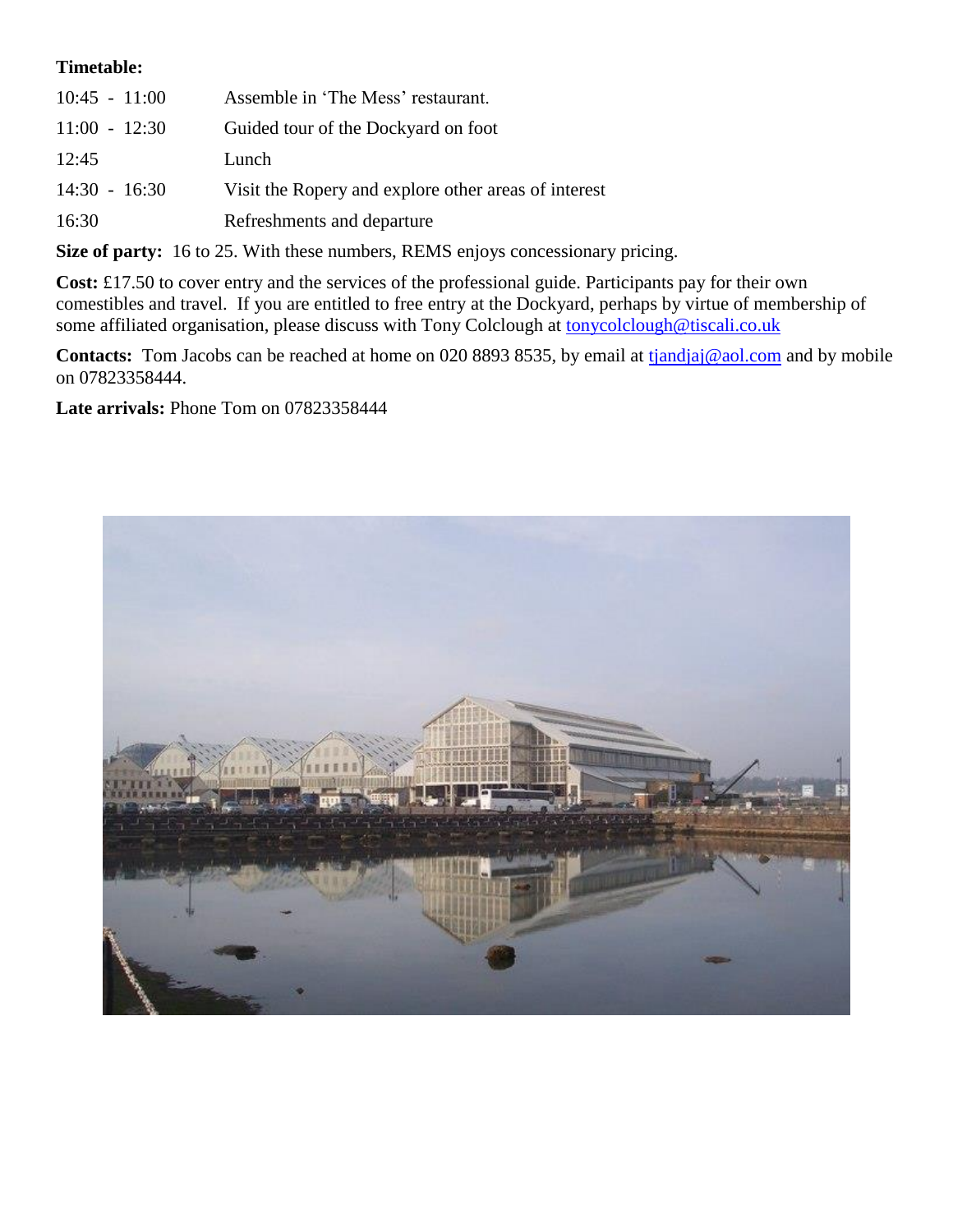**Timetable:**

| | |
|---|---|
| 10:45 - 11:00 | Assemble in 'The Mess' restaurant. |
| 11:00 - 12:30 | Guided tour of the Dockyard on foot |
| 12:45 | Lunch |
| 14:30 - 16:30 | Visit the Ropery and explore other areas of interest |
| 16:30 | Refreshments and departure |

**Size of party:** 16 to 25. With these numbers, REMS enjoys concessionary pricing.

**Cost:** £17.50 to cover entry and the services of the professional guide. Participants pay for their own comestibles and travel. If you are entitled to free entry at the Dockyard, perhaps by virtue of membership of some affiliated organisation, please discuss with Tony Colclough at tonycolclough@tiscali.co.uk

**Contacts:** Tom Jacobs can be reached at home on 020 8893 8535, by email at tjandjaj@aol.com and by mobile on 07823358444.

**Late arrivals:** Phone Tom on 07823358444